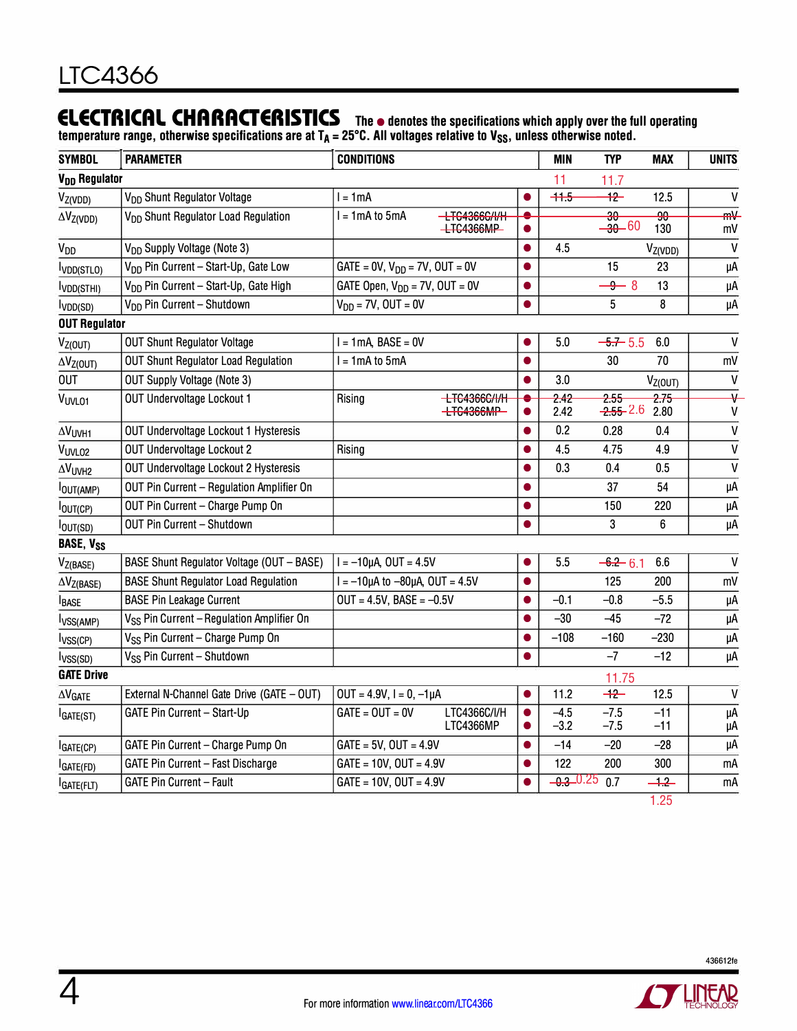## ELECTRICAL CHARACTERISTICS

**The ● denotes the specifications which apply over the full operating temperature range, otherwise specifications are at $T_A$ = 25°C. All voltages relative to $V_{SS}$, unless otherwise noted.**

| SYMBOL | PARAMETER | CONDITIONS | | MIN | TYP | MAX | UNITS |
|---|---|---|---|---|---|---|---|
| **$V_{DD}$ Regulator** | | | | | | | |
| $V_{Z(VDD)}$ | $V_{DD}$ Shunt Regulator Voltage | I = 1mA | ● | ~~11.5~~ 11 | ~~12~~ 11.7 | 12.5 | V |
| $\Delta V_{Z(VDD)}$ | $V_{DD}$ Shunt Regulator Load Regulation | I = 1mA to 5mA ~~LTC4366C/I/H~~<br>~~LTC4366MP~~ | ~~●~~<br>● | | ~~30~~<br>~~30~~ 60 | ~~90~~<br>130 | ~~mV~~<br>mV |
| $V_{DD}$ | $V_{DD}$ Supply Voltage (Note 3) | | ● | 4.5 | | $V_{Z(VDD)}$ | V |
| $I_{VDD(STLO)}$ | $V_{DD}$ Pin Current – Start-Up, Gate Low | GATE = 0V, $V_{DD}$ = 7V, OUT = 0V | ● | | 15 | 23 | µA |
| $I_{VDD(STHI)}$ | $V_{DD}$ Pin Current – Start-Up, Gate High | GATE Open, $V_{DD}$ = 7V, OUT = 0V | ● | | ~~9~~ 8 | 13 | µA |
| $I_{VDD(SD)}$ | $V_{DD}$ Pin Current – Shutdown | $V_{DD}$ = 7V, OUT = 0V | ● | | 5 | 8 | µA |
| **OUT Regulator** | | | | | | | |
| $V_{Z(OUT)}$ | OUT Shunt Regulator Voltage | I = 1mA, BASE = 0V | ● | 5.0 | ~~5.7~~ 5.5 | 6.0 | V |
| $\Delta V_{Z(OUT)}$ | OUT Shunt Regulator Load Regulation | I = 1mA to 5mA | ● | | 30 | 70 | mV |
| OUT | OUT Supply Voltage (Note 3) | | ● | 3.0 | | $V_{Z(OUT)}$ | V |
| $V_{UVLO1}$ | OUT Undervoltage Lockout 1 | Rising ~~LTC4366C/I/H~~<br>~~LTC4366MP~~ | ~~●~~<br>● | ~~2.42~~<br>2.42 | ~~2.55~~<br>~~2.55~~ 2.6 | ~~2.75~~<br>2.80 | ~~V~~<br>V |
| $\Delta V_{UVH1}$ | OUT Undervoltage Lockout 1 Hysteresis | | ● | 0.2 | 0.28 | 0.4 | V |
| $V_{UVLO2}$ | OUT Undervoltage Lockout 2 | Rising | ● | 4.5 | 4.75 | 4.9 | V |
| $\Delta V_{UVH2}$ | OUT Undervoltage Lockout 2 Hysteresis | | ● | 0.3 | 0.4 | 0.5 | V |
| $I_{OUT(AMP)}$ | OUT Pin Current – Regulation Amplifier On | | ● | | 37 | 54 | µA |
| $I_{OUT(CP)}$ | OUT Pin Current – Charge Pump On | | ● | | 150 | 220 | µA |
| $I_{OUT(SD)}$ | OUT Pin Current – Shutdown | | ● | | 3 | 6 | µA |
| **BASE, $V_{SS}$** | | | | | | | |
| $V_{Z(BASE)}$ | BASE Shunt Regulator Voltage (OUT – BASE) | I = –10µA, OUT = 4.5V | ● | 5.5 | ~~6.2~~ 6.1 | 6.6 | V |
| $\Delta V_{Z(BASE)}$ | BASE Shunt Regulator Load Regulation | I = –10µA to –80µA, OUT = 4.5V | ● | | 125 | 200 | mV |
| $I_{BASE}$ | BASE Pin Leakage Current | OUT = 4.5V, BASE = –0.5V | ● | –0.1 | –0.8 | –5.5 | µA |
| $I_{VSS(AMP)}$ | $V_{SS}$ Pin Current – Regulation Amplifier On | | ● | –30 | –45 | –72 | µA |
| $I_{VSS(CP)}$ | $V_{SS}$ Pin Current – Charge Pump On | | ● | –108 | –160 | –230 | µA |
| $I_{VSS(SD)}$ | $V_{SS}$ Pin Current – Shutdown | | ● | | –7 | –12 | µA |
| **GATE Drive** | | | | | | | |
| $\Delta V_{GATE}$ | External N-Channel Gate Drive (GATE – OUT) | OUT = 4.9V, I = 0, –1µA | ● | 11.2 | ~~12~~ 11.75 | 12.5 | V |
| $I_{GATE(ST)}$ | GATE Pin Current – Start-Up | GATE = OUT = 0V LTC4366C/I/H<br>LTC4366MP | ●<br>● | –4.5<br>–3.2 | –7.5<br>–7.5 | –11<br>–11 | µA<br>µA |
| $I_{GATE(CP)}$ | GATE Pin Current – Charge Pump On | GATE = 5V, OUT = 4.9V | ● | –14 | –20 | –28 | µA |
| $I_{GATE(FD)}$ | GATE Pin Current – Fast Discharge | GATE = 10V, OUT = 4.9V | ● | 122 | 200 | 300 | mA |
| $I_{GATE(FLT)}$ | GATE Pin Current – Fault | GATE = 10V, OUT = 4.9V | ● | ~~0.3~~ 0.25 | 0.7 | ~~1.2~~ 1.25 | mA |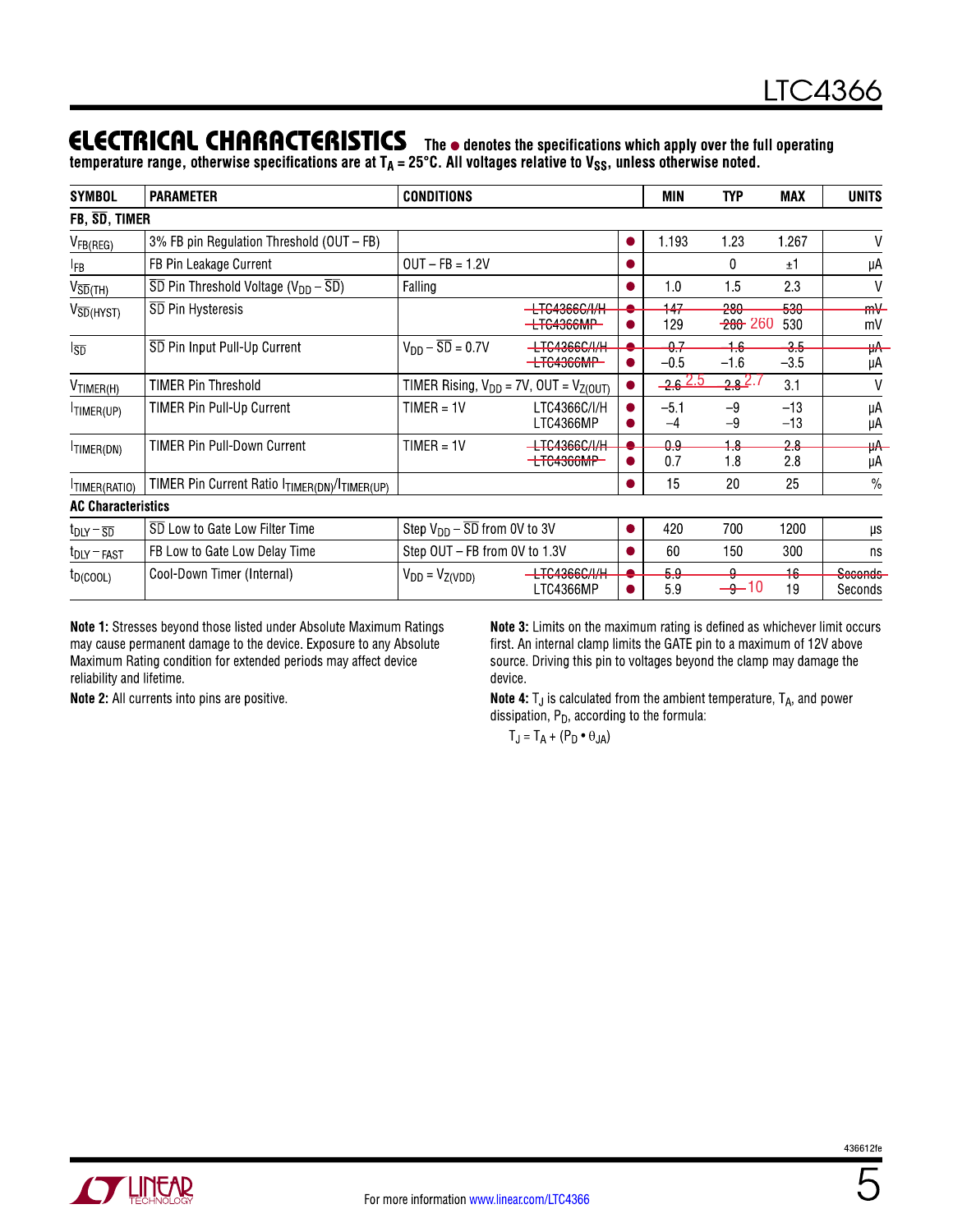## ELECTRICAL CHARACTERISTICS

**The ● denotes the specifications which apply over the full operating temperature range, otherwise specifications are at $T_A$ = 25°C. All voltages relative to $V_{SS}$, unless otherwise noted.**

| SYMBOL | PARAMETER | CONDITIONS | | | MIN | TYP | MAX | UNITS |
|---|---|---|---|---|---|---|---|---|
| **FB, $\overline{SD}$, TIMER** | | | | | | | | |
| $V_{FB(REG)}$ | 3% FB pin Regulation Threshold (OUT – FB) | | | ● | 1.193 | 1.23 | 1.267 | V |
| $I_{FB}$ | FB Pin Leakage Current | OUT – FB = 1.2V | | ● | | 0 | ±1 | μA |
| $V_{\overline{SD}(TH)}$ | $\overline{SD}$ Pin Threshold Voltage ($V_{DD}$ – $\overline{SD}$) | Falling | | ● | 1.0 | 1.5 | 2.3 | V |
| $V_{\overline{SD}(HYST)}$ | $\overline{SD}$ Pin Hysteresis | | ~~LTC4366C/I/H~~<br>~~LTC4366MP~~ | ~~●~~<br>● | ~~147~~<br>129 | ~~280~~<br>~~280~~ 260 | ~~530~~<br>530 | ~~mV~~<br>mV |
| $I_{\overline{SD}}$ | $\overline{SD}$ Pin Input Pull-Up Current | $V_{DD}$ – $\overline{SD}$ = 0.7V | ~~LTC4366C/I/H~~<br>~~LTC4366MP~~ | ~~●~~<br>● | ~~–0.7~~<br>–0.5 | ~~–1.6~~<br>–1.6 | ~~–3.5~~<br>–3.5 | ~~μA~~<br>μA |
| $V_{TIMER(H)}$ | TIMER Pin Threshold | TIMER Rising, $V_{DD}$ = 7V, OUT = $V_{Z(OUT)}$ | | ● | ~~2.6~~ 2.5 | ~~2.8~~ 2.7 | 3.1 | V |
| $I_{TIMER(UP)}$ | TIMER Pin Pull-Up Current | TIMER = 1V | LTC4366C/I/H<br>LTC4366MP | ●<br>● | –5.1<br>–4 | –9<br>–9 | –13<br>–13 | μA<br>μA |
| $I_{TIMER(DN)}$ | TIMER Pin Pull-Down Current | TIMER = 1V | ~~LTC4366C/I/H~~<br>~~LTC4366MP~~ | ~~●~~<br>● | ~~0.9~~<br>0.7 | ~~1.8~~<br>1.8 | ~~2.8~~<br>2.8 | ~~μA~~<br>μA |
| $I_{TIMER(RATIO)}$ | TIMER Pin Current Ratio $I_{TIMER(DN)}/I_{TIMER(UP)}$ | | | ● | 15 | 20 | 25 | % |
| **AC Characteristics** | | | | | | | | |
| $t_{DLY-\overline{SD}}$ | $\overline{SD}$ Low to Gate Low Filter Time | Step $V_{DD}$ – $\overline{SD}$ from 0V to 3V | | ● | 420 | 700 | 1200 | μs |
| $t_{DLY-FAST}$ | FB Low to Gate Low Delay Time | Step OUT – FB from 0V to 1.3V | | ● | 60 | 150 | 300 | ns |
| $t_{D(COOL)}$ | Cool-Down Timer (Internal) | $V_{DD}$ = $V_{Z(VDD)}$ | ~~LTC4366C/I/H~~<br>LTC4366MP | ~~●~~<br>● | ~~5.9~~<br>5.9 | ~~9~~<br>~~9~~ 10 | ~~16~~<br>19 | ~~Seconds~~<br>Seconds |

**Note 1:** Stresses beyond those listed under Absolute Maximum Ratings may cause permanent damage to the device. Exposure to any Absolute Maximum Rating condition for extended periods may affect device reliability and lifetime.

**Note 2:** All currents into pins are positive.

**Note 3:** Limits on the maximum rating is defined as whichever limit occurs first. An internal clamp limits the GATE pin to a maximum of 12V above source. Driving this pin to voltages beyond the clamp may damage the device.

**Note 4:** $T_J$ is calculated from the ambient temperature, $T_A$, and power dissipation, $P_D$, according to the formula:

$$T_J = T_A + (P_D \bullet \theta_{JA})$$